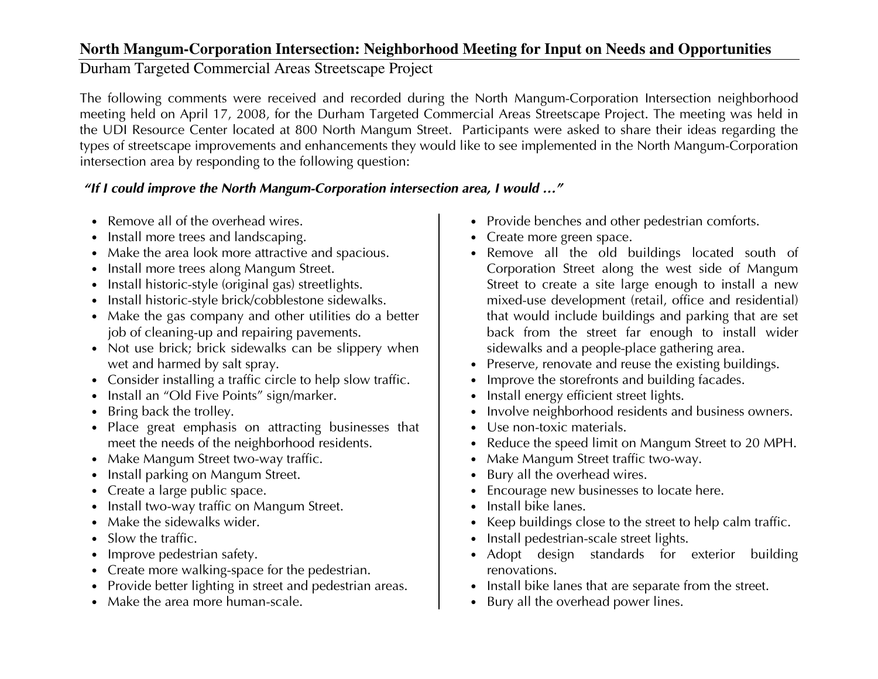# North Mangum-Corporation Intersection: Neighborhood Meeting for Input on Needs and Opportunities

Durham Targeted Commercial Areas Streetscape Project

The following comments were received and recorded during the North Mangum-Corporation Intersection neighborhood meeting held on April 17, 2008, for the Durham Targeted Commercial Areas Streetscape Project. The meeting was held in the UDI Resource Center located at 800 North Mangum Street. Participants were asked to share their ideas regarding the types of streetscape improvements and enhancements they would like to see implemented in the North Mangum-Corporation intersection area by responding to the following question:

***"If I could improve the North Mangum-Corporation intersection area, I would …"***

- Remove all of the overhead wires.
- Install more trees and landscaping.
- Make the area look more attractive and spacious.
- Install more trees along Mangum Street.
- Install historic-style (original gas) streetlights.
- Install historic-style brick/cobblestone sidewalks.
- Make the gas company and other utilities do a better job of cleaning-up and repairing pavements.
- Not use brick; brick sidewalks can be slippery when wet and harmed by salt spray.
- Consider installing a traffic circle to help slow traffic.
- Install an "Old Five Points" sign/marker.
- Bring back the trolley.
- Place great emphasis on attracting businesses that meet the needs of the neighborhood residents.
- Make Mangum Street two-way traffic.
- Install parking on Mangum Street.
- Create a large public space.
- Install two-way traffic on Mangum Street.
- Make the sidewalks wider.
- Slow the traffic.
- Improve pedestrian safety.
- Create more walking-space for the pedestrian.
- Provide better lighting in street and pedestrian areas.
- Make the area more human-scale.
- Provide benches and other pedestrian comforts.
- Create more green space.
- Remove all the old buildings located south of Corporation Street along the west side of Mangum Street to create a site large enough to install a new mixed-use development (retail, office and residential) that would include buildings and parking that are set back from the street far enough to install wider sidewalks and a people-place gathering area.
- Preserve, renovate and reuse the existing buildings.
- Improve the storefronts and building facades.
- Install energy efficient street lights.
- Involve neighborhood residents and business owners.
- Use non-toxic materials.
- Reduce the speed limit on Mangum Street to 20 MPH.
- Make Mangum Street traffic two-way.
- Bury all the overhead wires.
- Encourage new businesses to locate here.
- Install bike lanes.
- Keep buildings close to the street to help calm traffic.
- Install pedestrian-scale street lights.
- Adopt design standards for exterior building renovations.
- Install bike lanes that are separate from the street.
- Bury all the overhead power lines.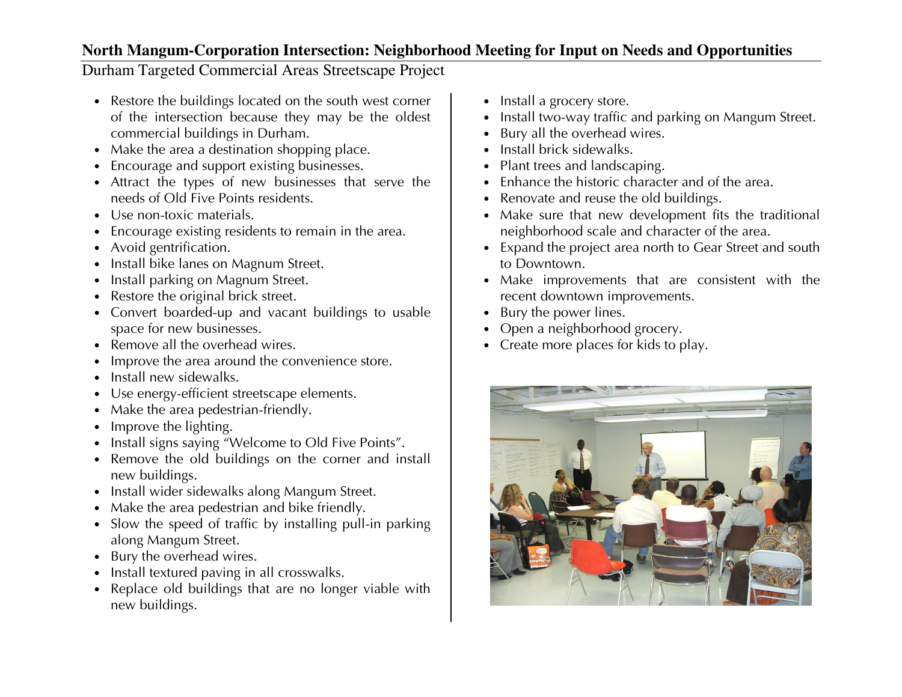## North Mangum-Corporation Intersection: Neighborhood Meeting for Input on Needs and Opportunities

Durham Targeted Commercial Areas Streetscape Project

- Restore the buildings located on the south west corner of the intersection because they may be the oldest commercial buildings in Durham.
- Make the area a destination shopping place.
- Encourage and support existing businesses.
- Attract the types of new businesses that serve the needs of Old Five Points residents.
- Use non-toxic materials.
- Encourage existing residents to remain in the area.
- Avoid gentrification.
- Install bike lanes on Magnum Street.
- Install parking on Magnum Street.
- Restore the original brick street.
- Convert boarded-up and vacant buildings to usable space for new businesses.
- Remove all the overhead wires.
- Improve the area around the convenience store.
- Install new sidewalks.
- Use energy-efficient streetscape elements.
- Make the area pedestrian-friendly.
- Improve the lighting.
- Install signs saying "Welcome to Old Five Points".
- Remove the old buildings on the corner and install new buildings.
- Install wider sidewalks along Mangum Street.
- Make the area pedestrian and bike friendly.
- Slow the speed of traffic by installing pull-in parking along Mangum Street.
- Bury the overhead wires.
- Install textured paving in all crosswalks.
- Replace old buildings that are no longer viable with new buildings.
- Install a grocery store.
- Install two-way traffic and parking on Mangum Street.
- Bury all the overhead wires.
- Install brick sidewalks.
- Plant trees and landscaping.
- Enhance the historic character and of the area.
- Renovate and reuse the old buildings.
- Make sure that new development fits the traditional neighborhood scale and character of the area.
- Expand the project area north to Gear Street and south to Downtown.
- Make improvements that are consistent with the recent downtown improvements.
- Bury the power lines.
- Open a neighborhood grocery.
- Create more places for kids to play.